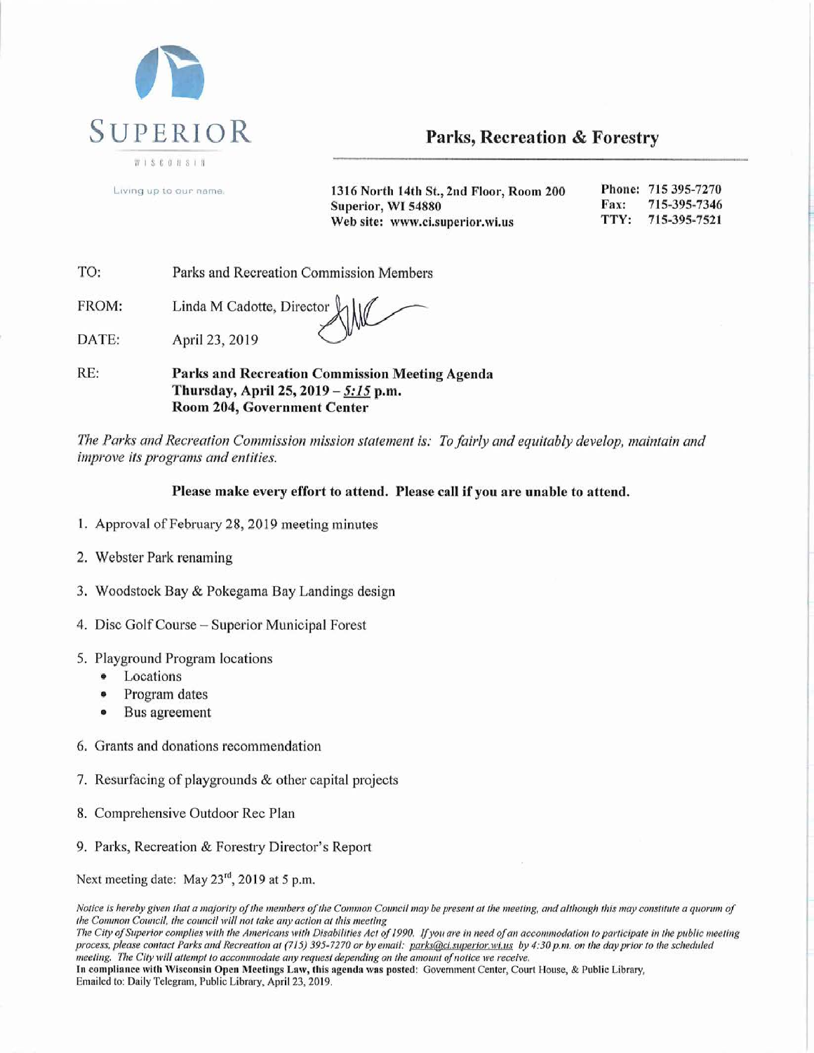**SUPERIOR**
WISCONSIN
Living up to our name.

## Parks, Recreation & Forestry

**1316 North 14th St., 2nd Floor, Room 200**
**Superior, WI 54880**
**Web site: www.ci.superior.wi.us**

**Phone:** 715 395-7270
**Fax:** 715-395-7346
**TTY:** 715-395-7521

TO: Parks and Recreation Commission Members

FROM: Linda M Cadotte, Director

DATE: April 23, 2019

RE: **Parks and Recreation Commission Meeting Agenda**
**Thursday, April 25, 2019 – *5:15* p.m.**
**Room 204, Government Center**

*The Parks and Recreation Commission mission statement is: To fairly and equitably develop, maintain and improve its programs and entities.*

**Please make every effort to attend. Please call if you are unable to attend.**

1. Approval of February 28, 2019 meeting minutes
2. Webster Park renaming
3. Woodstock Bay & Pokegama Bay Landings design
4. Disc Golf Course – Superior Municipal Forest
5. Playground Program locations
   - Locations
   - Program dates
   - Bus agreement
6. Grants and donations recommendation
7. Resurfacing of playgrounds & other capital projects
8. Comprehensive Outdoor Rec Plan
9. Parks, Recreation & Forestry Director's Report

Next meeting date: May 23rd, 2019 at 5 p.m.

*Notice is hereby given that a majority of the members of the Common Council may be present at the meeting, and although this may constitute a quorum of the Common Council, the council will not take any action at this meeting*
*The City of Superior complies with the Americans with Disabilities Act of 1990. If you are in need of an accommodation to participate in the public meeting process, please contact Parks and Recreation at (715) 395-7270 or by email: parks@ci.superior.wi.us by 4:30 p.m. on the day prior to the scheduled meeting. The City will attempt to accommodate any request depending on the amount of notice we receive.*
**In compliance with Wisconsin Open Meetings Law, this agenda was posted:** Government Center, Court House, & Public Library,
Emailed to: Daily Telegram, Public Library, April 23, 2019.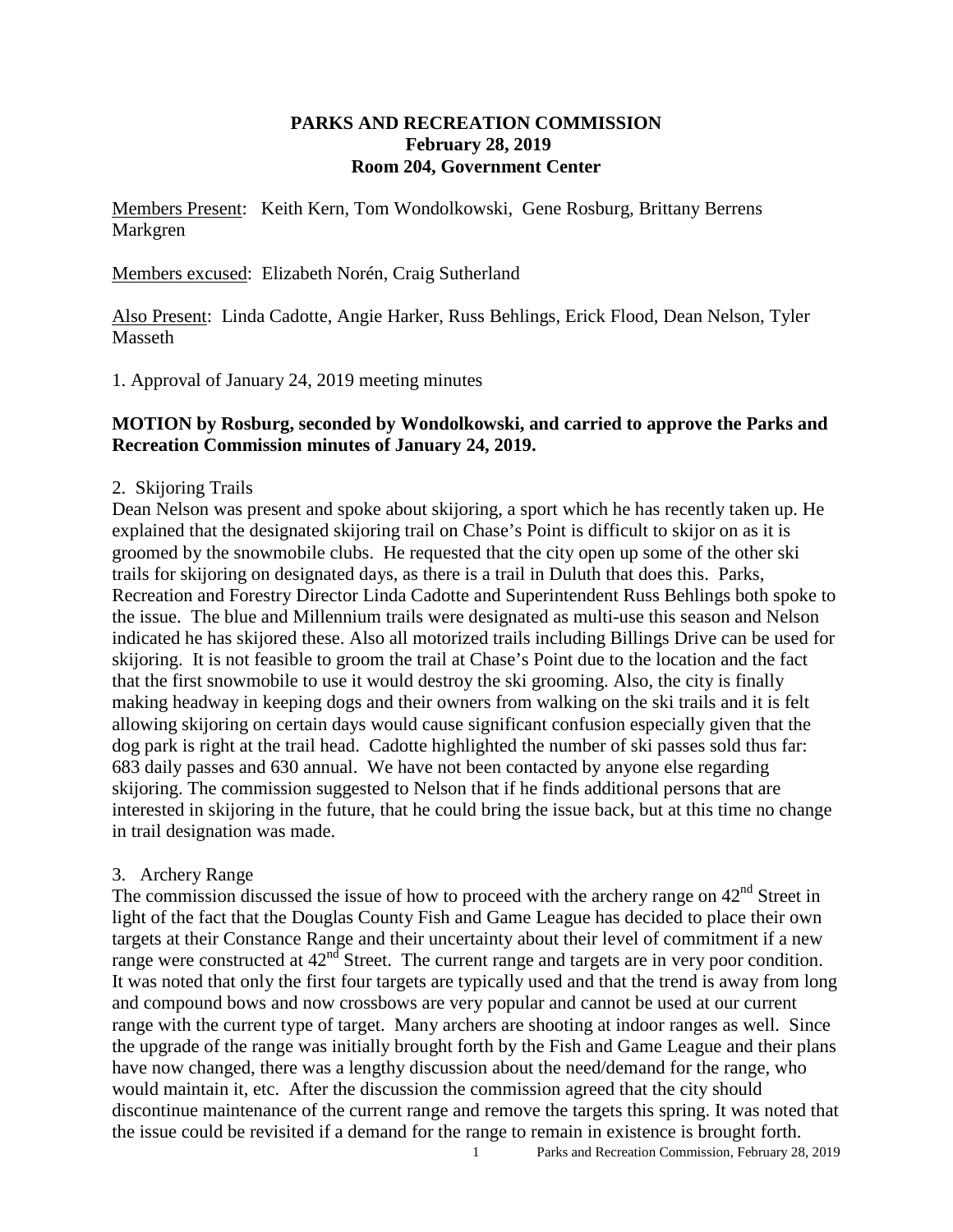**PARKS AND RECREATION COMMISSION**
**February 28, 2019**
**Room 204, Government Center**

Members Present: Keith Kern, Tom Wondolkowski, Gene Rosburg, Brittany Berrens Markgren

Members excused: Elizabeth Norén, Craig Sutherland

Also Present: Linda Cadotte, Angie Harker, Russ Behlings, Erick Flood, Dean Nelson, Tyler Masseth

1. Approval of January 24, 2019 meeting minutes

**MOTION by Rosburg, seconded by Wondolkowski, and carried to approve the Parks and Recreation Commission minutes of January 24, 2019.**

2. Skijoring Trails

Dean Nelson was present and spoke about skijoring, a sport which he has recently taken up. He explained that the designated skijoring trail on Chase's Point is difficult to skijor on as it is groomed by the snowmobile clubs. He requested that the city open up some of the other ski trails for skijoring on designated days, as there is a trail in Duluth that does this. Parks, Recreation and Forestry Director Linda Cadotte and Superintendent Russ Behlings both spoke to the issue. The blue and Millennium trails were designated as multi-use this season and Nelson indicated he has skijored these. Also all motorized trails including Billings Drive can be used for skijoring. It is not feasible to groom the trail at Chase's Point due to the location and the fact that the first snowmobile to use it would destroy the ski grooming. Also, the city is finally making headway in keeping dogs and their owners from walking on the ski trails and it is felt allowing skijoring on certain days would cause significant confusion especially given that the dog park is right at the trail head. Cadotte highlighted the number of ski passes sold thus far: 683 daily passes and 630 annual. We have not been contacted by anyone else regarding skijoring. The commission suggested to Nelson that if he finds additional persons that are interested in skijoring in the future, that he could bring the issue back, but at this time no change in trail designation was made.

3. Archery Range

The commission discussed the issue of how to proceed with the archery range on 42nd Street in light of the fact that the Douglas County Fish and Game League has decided to place their own targets at their Constance Range and their uncertainty about their level of commitment if a new range were constructed at 42nd Street. The current range and targets are in very poor condition. It was noted that only the first four targets are typically used and that the trend is away from long and compound bows and now crossbows are very popular and cannot be used at our current range with the current type of target. Many archers are shooting at indoor ranges as well. Since the upgrade of the range was initially brought forth by the Fish and Game League and their plans have now changed, there was a lengthy discussion about the need/demand for the range, who would maintain it, etc. After the discussion the commission agreed that the city should discontinue maintenance of the current range and remove the targets this spring. It was noted that the issue could be revisited if a demand for the range to remain in existence is brought forth.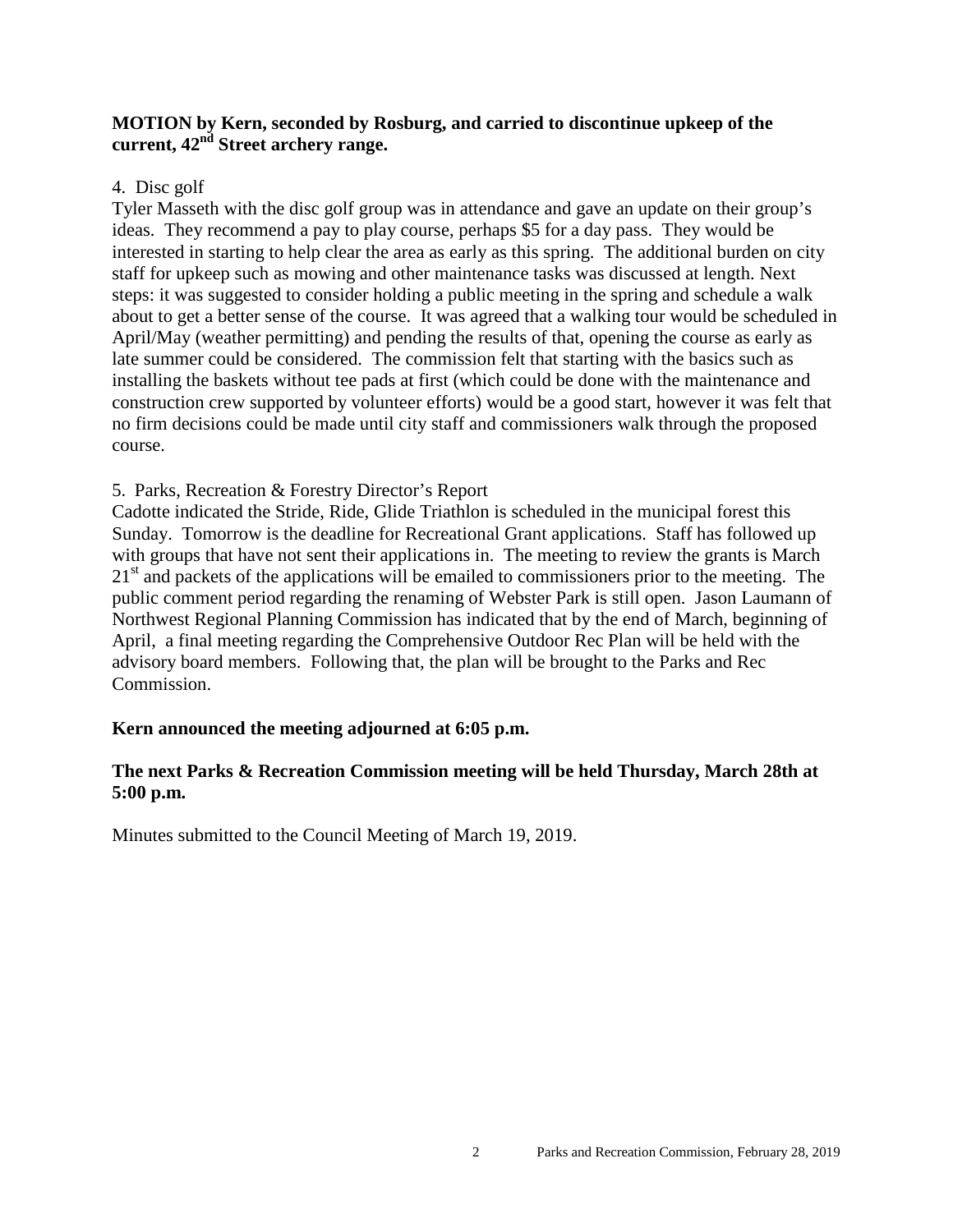**MOTION by Kern, seconded by Rosburg, and carried to discontinue upkeep of the current, 42nd Street archery range.**

4. Disc golf

Tyler Masseth with the disc golf group was in attendance and gave an update on their group's ideas. They recommend a pay to play course, perhaps $5 for a day pass. They would be interested in starting to help clear the area as early as this spring. The additional burden on city staff for upkeep such as mowing and other maintenance tasks was discussed at length. Next steps: it was suggested to consider holding a public meeting in the spring and schedule a walk about to get a better sense of the course. It was agreed that a walking tour would be scheduled in April/May (weather permitting) and pending the results of that, opening the course as early as late summer could be considered. The commission felt that starting with the basics such as installing the baskets without tee pads at first (which could be done with the maintenance and construction crew supported by volunteer efforts) would be a good start, however it was felt that no firm decisions could be made until city staff and commissioners walk through the proposed course.

5. Parks, Recreation & Forestry Director's Report

Cadotte indicated the Stride, Ride, Glide Triathlon is scheduled in the municipal forest this Sunday. Tomorrow is the deadline for Recreational Grant applications. Staff has followed up with groups that have not sent their applications in. The meeting to review the grants is March 21st and packets of the applications will be emailed to commissioners prior to the meeting. The public comment period regarding the renaming of Webster Park is still open. Jason Laumann of Northwest Regional Planning Commission has indicated that by the end of March, beginning of April, a final meeting regarding the Comprehensive Outdoor Rec Plan will be held with the advisory board members. Following that, the plan will be brought to the Parks and Rec Commission.

**Kern announced the meeting adjourned at 6:05 p.m.**

**The next Parks & Recreation Commission meeting will be held Thursday, March 28th at 5:00 p.m.**

Minutes submitted to the Council Meeting of March 19, 2019.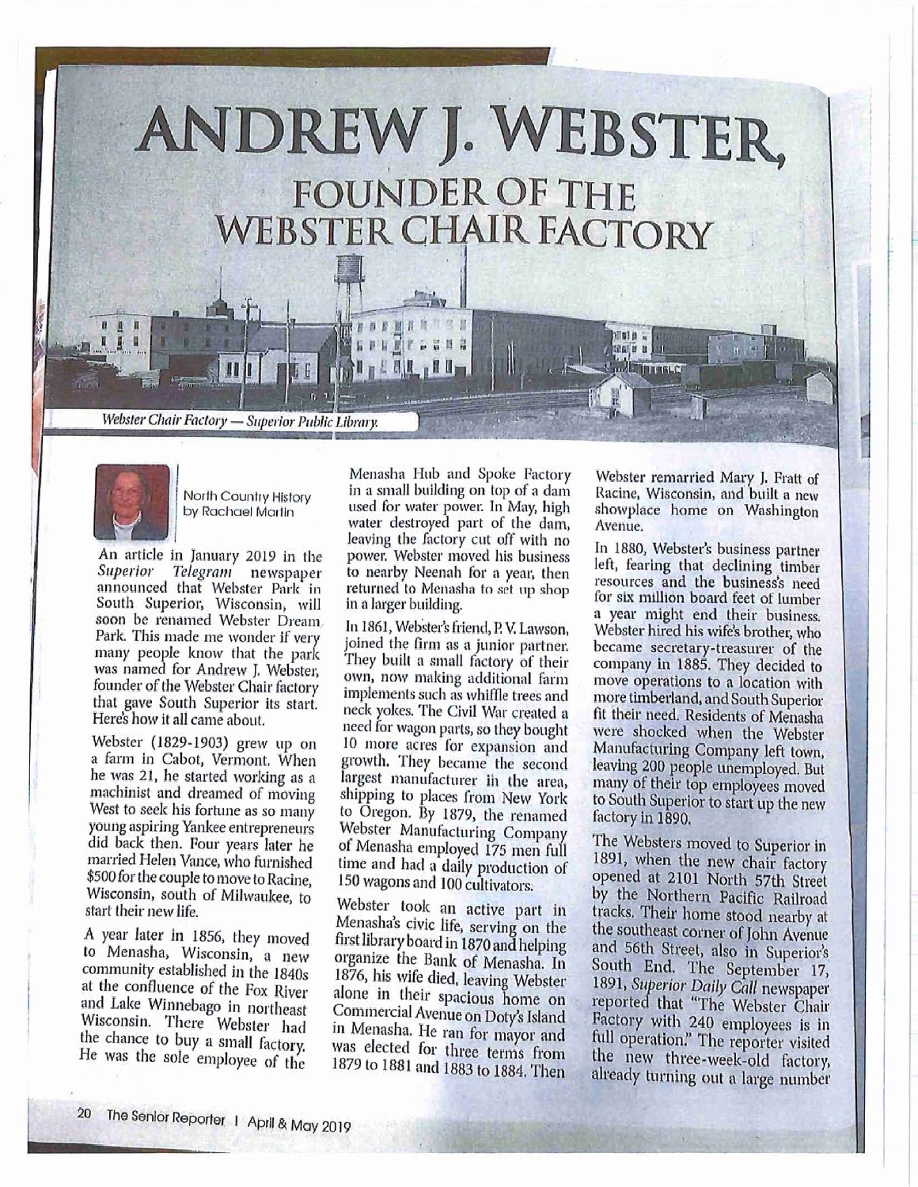# ANDREW J. WEBSTER, FOUNDER OF THE WEBSTER CHAIR FACTORY

*Webster Chair Factory — Superior Public Library.*

North Country History by Rachael Martin

An article in January 2019 in the *Superior Telegram* newspaper announced that Webster Park in South Superior, Wisconsin, will soon be renamed Webster Dream Park. This made me wonder if very many people know that the park was named for Andrew J. Webster, founder of the Webster Chair factory that gave South Superior its start. Here's how it all came about.

Webster (1829-1903) grew up on a farm in Cabot, Vermont. When he was 21, he started working as a machinist and dreamed of moving West to seek his fortune as so many young aspiring Yankee entrepreneurs did back then. Four years later he married Helen Vance, who furnished $500 for the couple to move to Racine, Wisconsin, south of Milwaukee, to start their new life.

A year later in 1856, they moved to Menasha, Wisconsin, a new community established in the 1840s at the confluence of the Fox River and Lake Winnebago in northeast Wisconsin. There Webster had the chance to buy a small factory. He was the sole employee of the Menasha Hub and Spoke Factory in a small building on top of a dam used for water power. In May, high water destroyed part of the dam, leaving the factory cut off with no power. Webster moved his business to nearby Neenah for a year, then returned to Menasha to set up shop in a larger building.

In 1861, Webster's friend, P. V. Lawson, joined the firm as a junior partner. They built a small factory of their own, now making additional farm implements such as whiffle trees and neck yokes. The Civil War created a need for wagon parts, so they bought 10 more acres for expansion and growth. They became the second largest manufacturer in the area, shipping to places from New York to Oregon. By 1879, the renamed Webster Manufacturing Company of Menasha employed 175 men full time and had a daily production of 150 wagons and 100 cultivators.

Webster took an active part in Menasha's civic life, serving on the first library board in 1870 and helping organize the Bank of Menasha. In 1876, his wife died, leaving Webster alone in their spacious home on Commercial Avenue on Doty's Island in Menasha. He ran for mayor and was elected for three terms from 1879 to 1881 and 1883 to 1884. Then Webster remarried Mary J. Fratt of Racine, Wisconsin, and built a new showplace home on Washington Avenue.

In 1880, Webster's business partner left, fearing that declining timber resources and the business's need for six million board feet of lumber a year might end their business. Webster hired his wife's brother, who became secretary-treasurer of the company in 1885. They decided to move operations to a location with more timberland, and South Superior fit their need. Residents of Menasha were shocked when the Webster Manufacturing Company left town, leaving 200 people unemployed. But many of their top employees moved to South Superior to start up the new factory in 1890.

The Websters moved to Superior in 1891, when the new chair factory opened at 2101 North 57th Street by the Northern Pacific Railroad tracks. Their home stood nearby at the southeast corner of John Avenue and 56th Street, also in Superior's South End. The September 17, 1891, *Superior Daily Call* newspaper reported that "The Webster Chair Factory with 240 employees is in full operation." The reporter visited the new three-week-old factory, already turning out a large number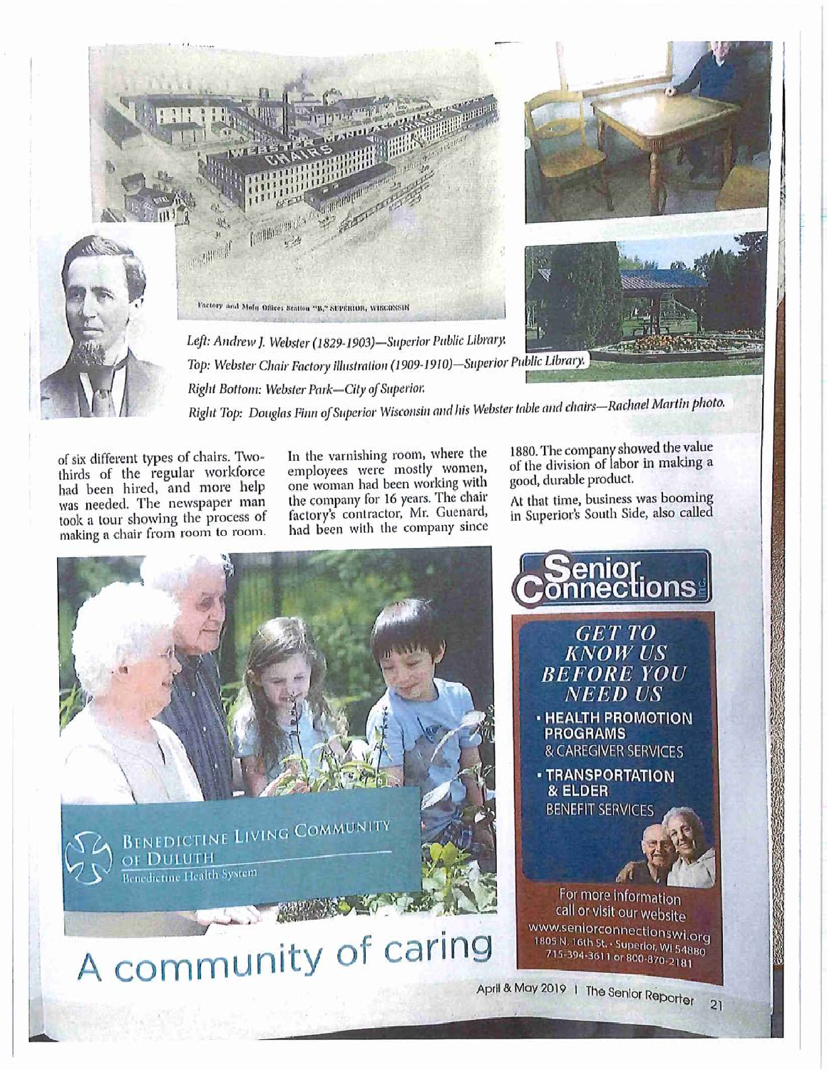Left: *Andrew J. Webster (1829-1903)—Superior Public Library.*

*Top: Webster Chair Factory illustration (1909-1910)—Superior Public Library.*

*Right Bottom: Webster Park—City of Superior.*

*Right Top: Douglas Finn of Superior Wisconsin and his Webster table and chairs—Rachael Martin photo.*

of six different types of chairs. Two-thirds of the regular workforce had been hired, and more help was needed. The newspaper man took a tour showing the process of making a chair from room to room. In the varnishing room, where the employees were mostly women, one woman had been working with the company for 16 years. The chair factory's contractor, Mr. Guenard, had been with the company since 1880. The company showed the value of the division of labor in making a good, durable product.

At that time, business was booming in Superior's South Side, also called

---

Benedictine Living Community of Duluth
Benedictine Health System

A community of caring

---

Senior Connections Inc.

GET TO KNOW US BEFORE YOU NEED US

- HEALTH PROMOTION PROGRAMS & CAREGIVER SERVICES
- TRANSPORTATION & ELDER BENEFIT SERVICES

For more information call or visit our website
www.seniorconnectionswi.org
1805 N. 16th St. • Superior, WI 54880
715-394-3611 or 800-870-2181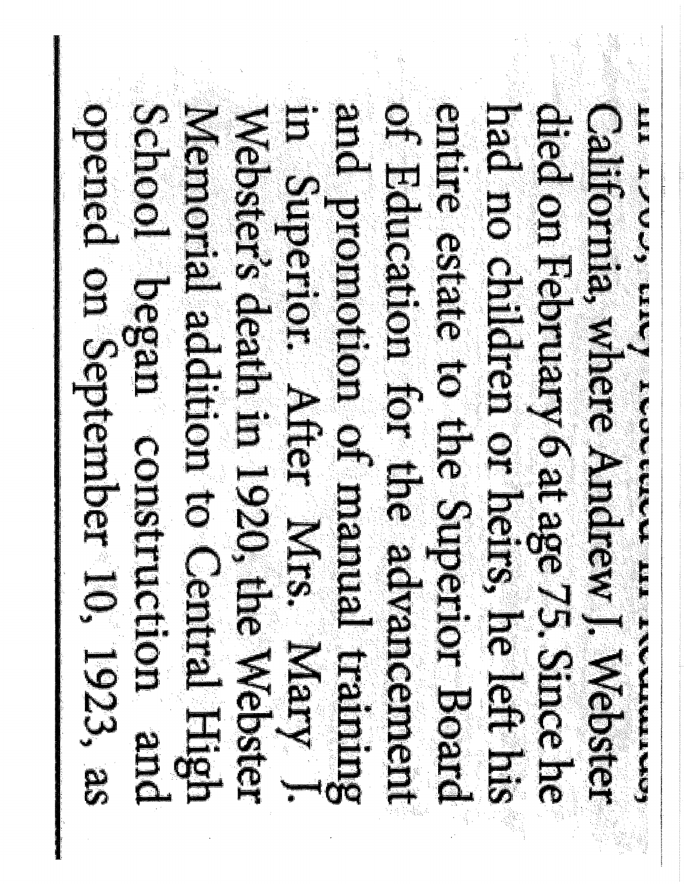California, where Andrew J. Webster died on February 6 at age 75. Since he had no children or heirs, he left his entire estate to the Superior Board of Education for the advancement and promotion of manual training in Superior. After Mrs. Mary J. Webster's death in 1920, the Webster Memorial addition to Central High School began construction and opened on September 10, 1923, as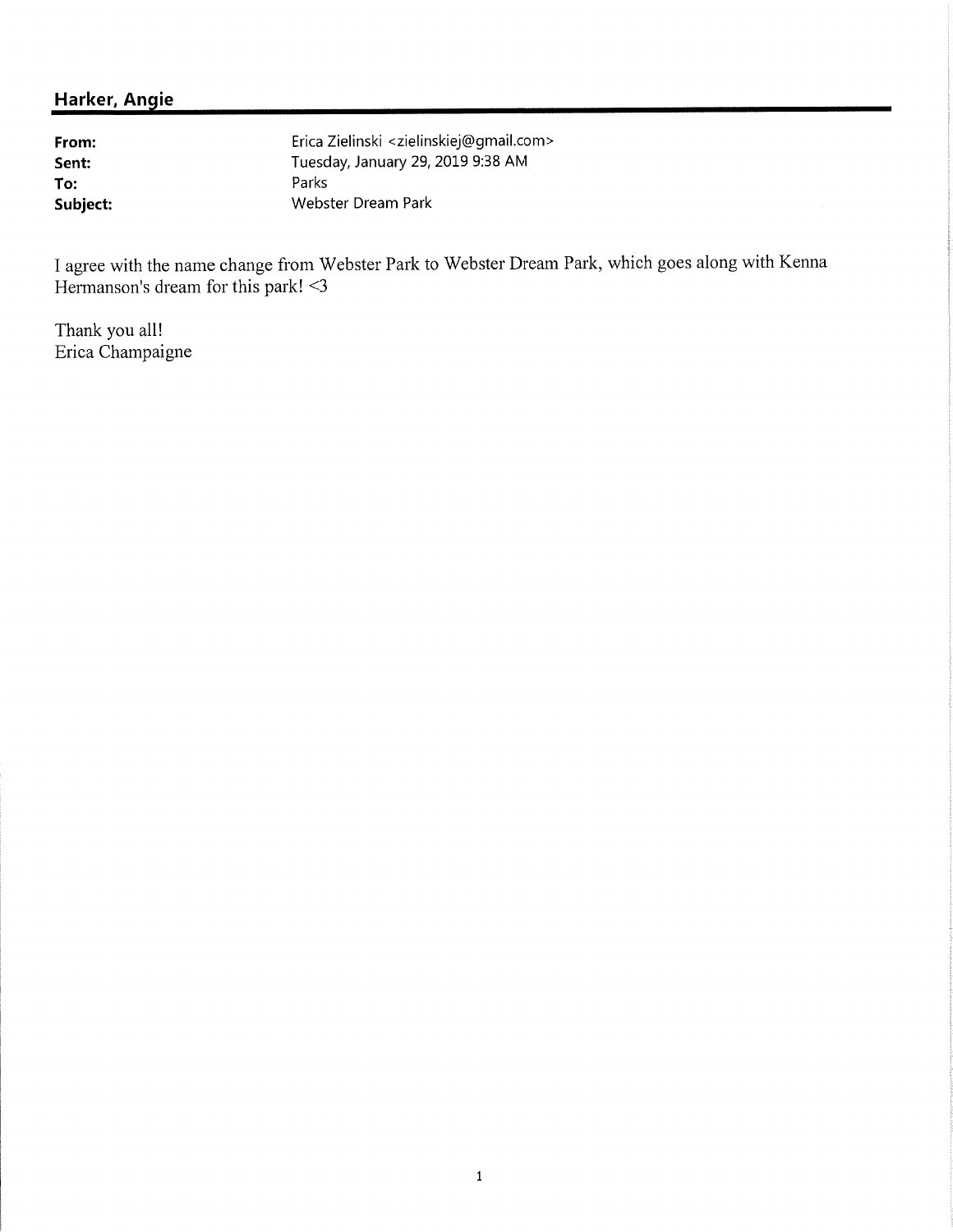## Harker, Angie

**From:** Erica Zielinski <zielinskiej@gmail.com>
**Sent:** Tuesday, January 29, 2019 9:38 AM
**To:** Parks
**Subject:** Webster Dream Park

I agree with the name change from Webster Park to Webster Dream Park, which goes along with Kenna Hermanson's dream for this park! <3

Thank you all!
Erica Champaigne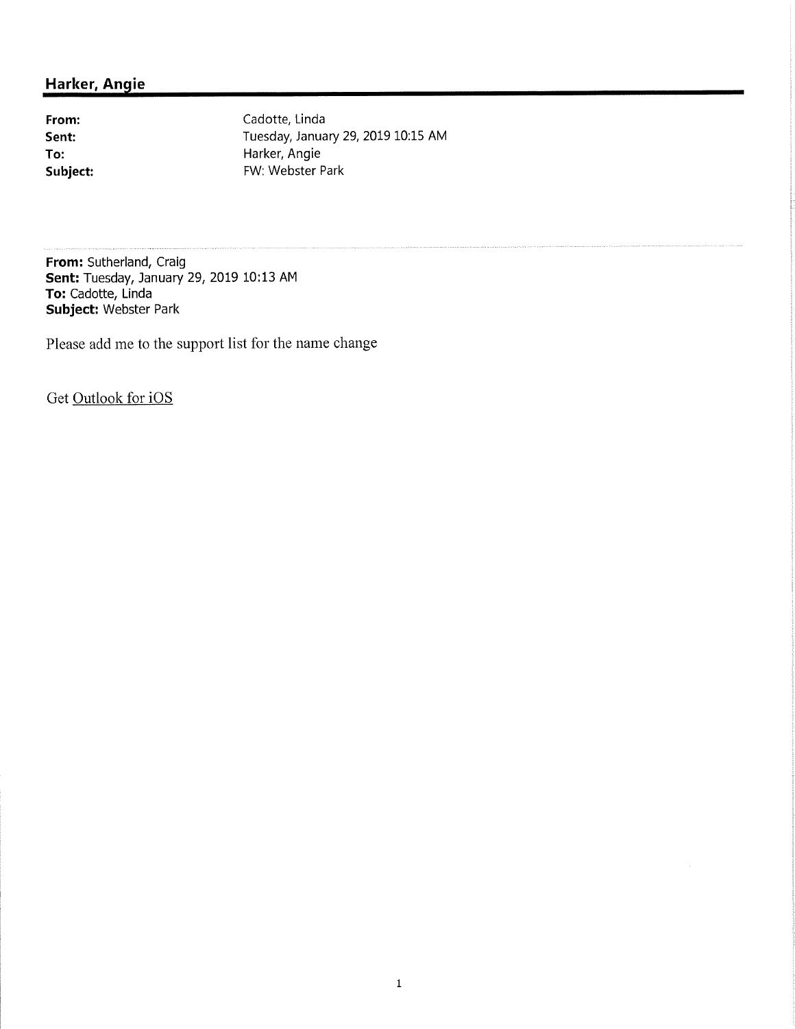## Harker, Angie

**From:** Cadotte, Linda
**Sent:** Tuesday, January 29, 2019 10:15 AM
**To:** Harker, Angie
**Subject:** FW: Webster Park

---

**From:** Sutherland, Craig
**Sent:** Tuesday, January 29, 2019 10:13 AM
**To:** Cadotte, Linda
**Subject:** Webster Park

Please add me to the support list for the name change

Get Outlook for iOS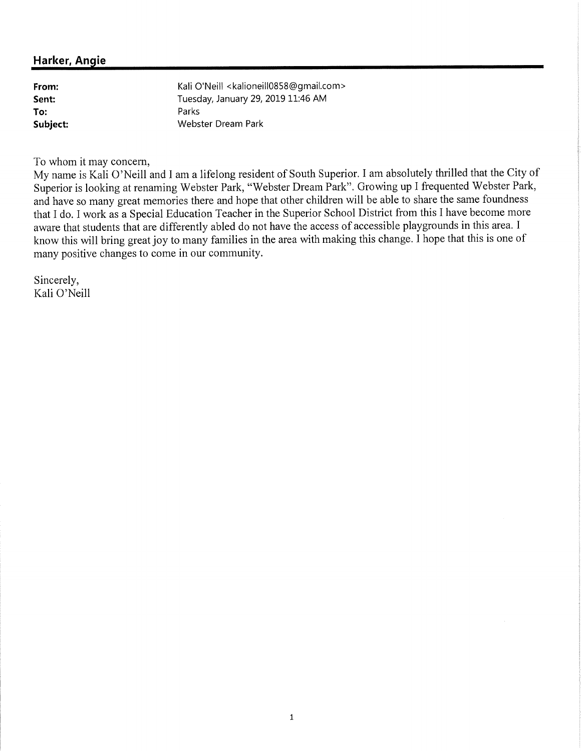## Harker, Angie

**From:** Kali O'Neill <kalioneill0858@gmail.com>
**Sent:** Tuesday, January 29, 2019 11:46 AM
**To:** Parks
**Subject:** Webster Dream Park

To whom it may concern,
My name is Kali O'Neill and I am a lifelong resident of South Superior. I am absolutely thrilled that the City of Superior is looking at renaming Webster Park, "Webster Dream Park". Growing up I frequented Webster Park, and have so many great memories there and hope that other children will be able to share the same foundness that I do. I work as a Special Education Teacher in the Superior School District from this I have become more aware that students that are differently abled do not have the access of accessible playgrounds in this area. I know this will bring great joy to many families in the area with making this change. I hope that this is one of many positive changes to come in our community.

Sincerely,
Kali O'Neill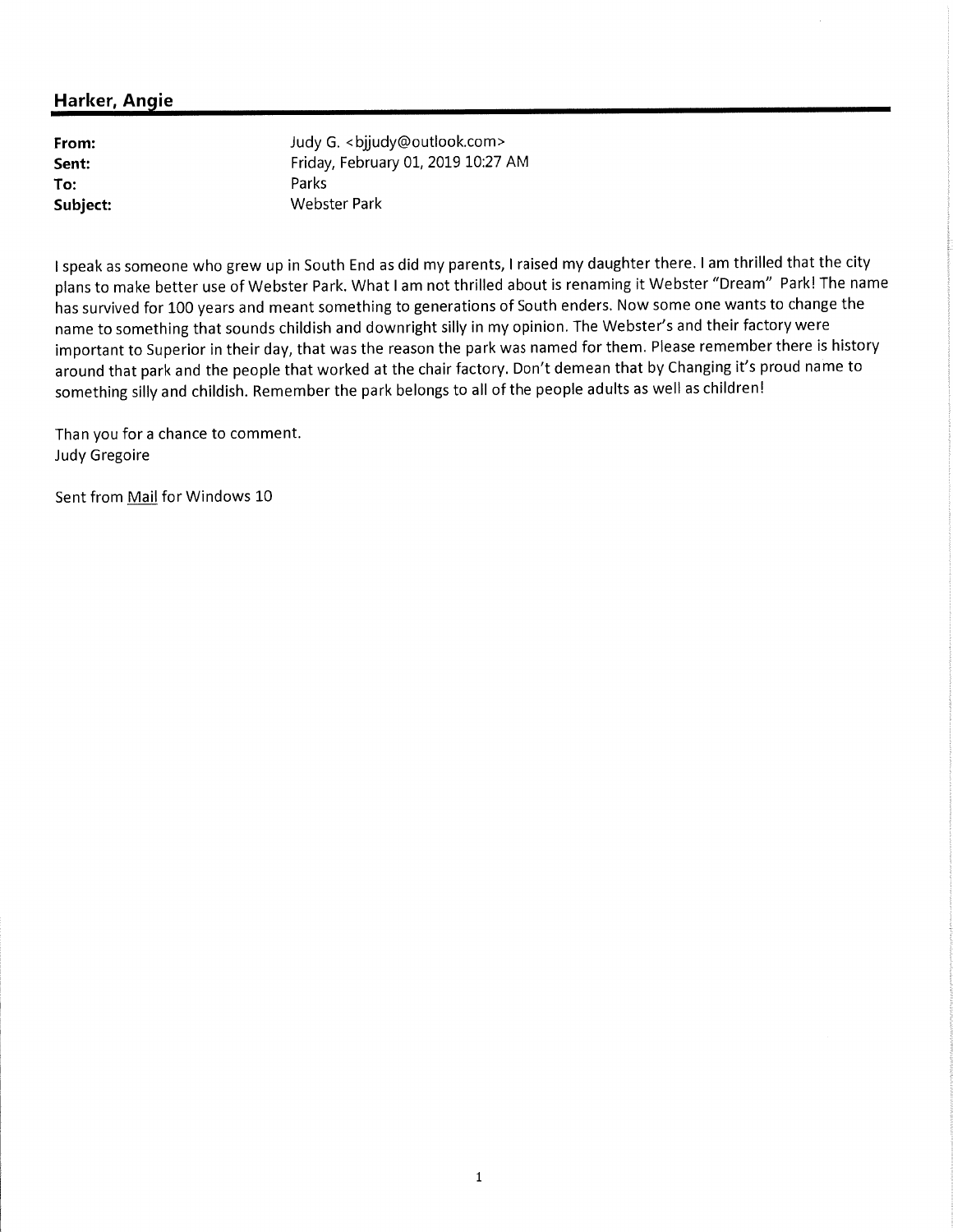## Harker, Angie

**From:** Judy G. <bjjudy@outlook.com>
**Sent:** Friday, February 01, 2019 10:27 AM
**To:** Parks
**Subject:** Webster Park

I speak as someone who grew up in South End as did my parents, I raised my daughter there. I am thrilled that the city plans to make better use of Webster Park. What I am not thrilled about is renaming it Webster "Dream" Park! The name has survived for 100 years and meant something to generations of South enders. Now some one wants to change the name to something that sounds childish and downright silly in my opinion. The Webster's and their factory were important to Superior in their day, that was the reason the park was named for them. Please remember there is history around that park and the people that worked at the chair factory. Don't demean that by Changing it's proud name to something silly and childish. Remember the park belongs to all of the people adults as well as children!

Than you for a chance to comment.
Judy Gregoire

Sent from Mail for Windows 10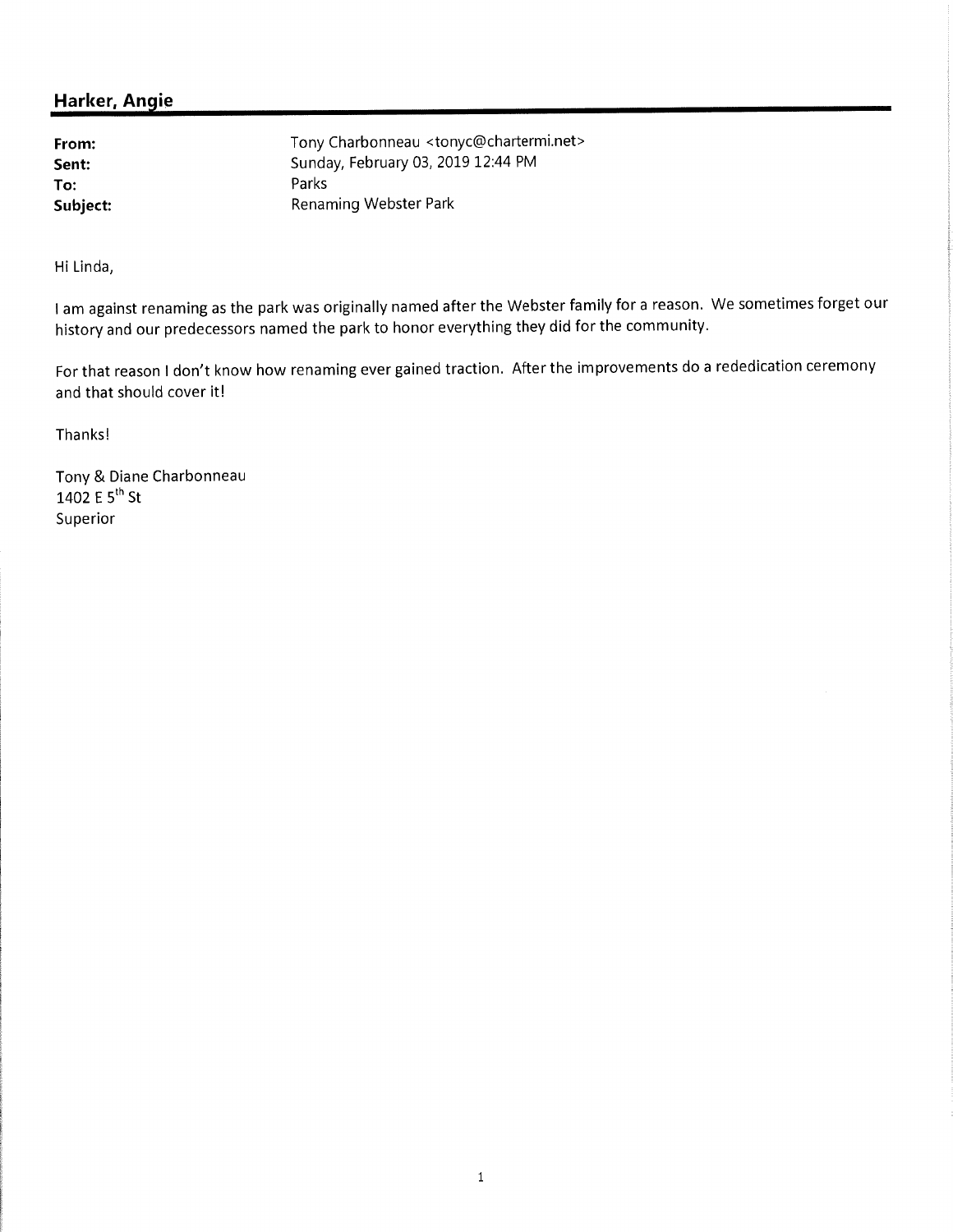## Harker, Angie

| | |
|---|---|
| **From:** | Tony Charbonneau <tonyc@chartermi.net> |
| **Sent:** | Sunday, February 03, 2019 12:44 PM |
| **To:** | Parks |
| **Subject:** | Renaming Webster Park |

Hi Linda,

I am against renaming as the park was originally named after the Webster family for a reason. We sometimes forget our history and our predecessors named the park to honor everything they did for the community.

For that reason I don't know how renaming ever gained traction. After the improvements do a rededication ceremony and that should cover it!

Thanks!

Tony & Diane Charbonneau
1402 E 5th St
Superior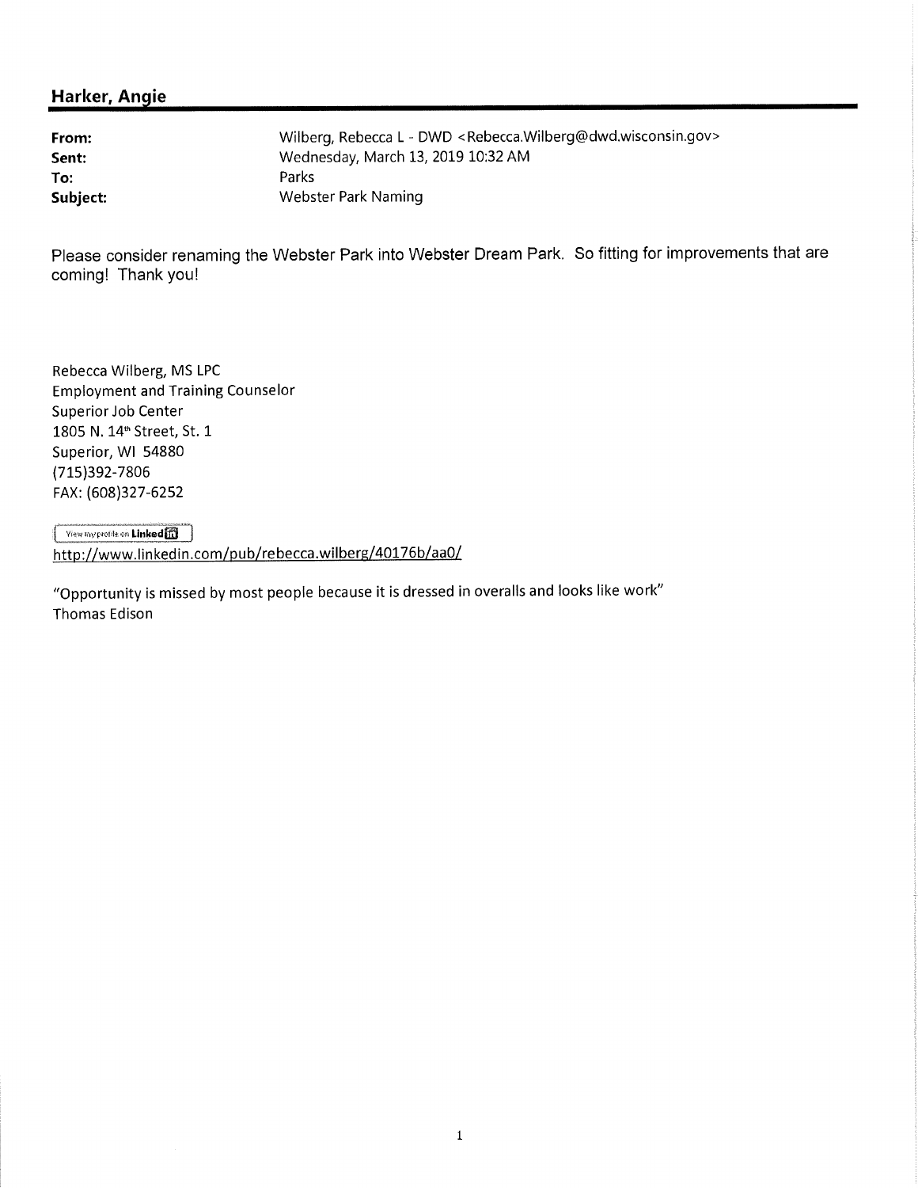## Harker, Angie

| | |
|---|---|
| **From:** | Wilberg, Rebecca L - DWD <Rebecca.Wilberg@dwd.wisconsin.gov> |
| **Sent:** | Wednesday, March 13, 2019 10:32 AM |
| **To:** | Parks |
| **Subject:** | Webster Park Naming |

Please consider renaming the Webster Park into Webster Dream Park. So fitting for improvements that are coming! Thank you!

Rebecca Wilberg, MS LPC
Employment and Training Counselor
Superior Job Center
1805 N. 14th Street, St. 1
Superior, WI 54880
(715)392-7806
FAX: (608)327-6252

View my profile on LinkedIn

http://www.linkedin.com/pub/rebecca.wilberg/40176b/aa0/

"Opportunity is missed by most people because it is dressed in overalls and looks like work"
Thomas Edison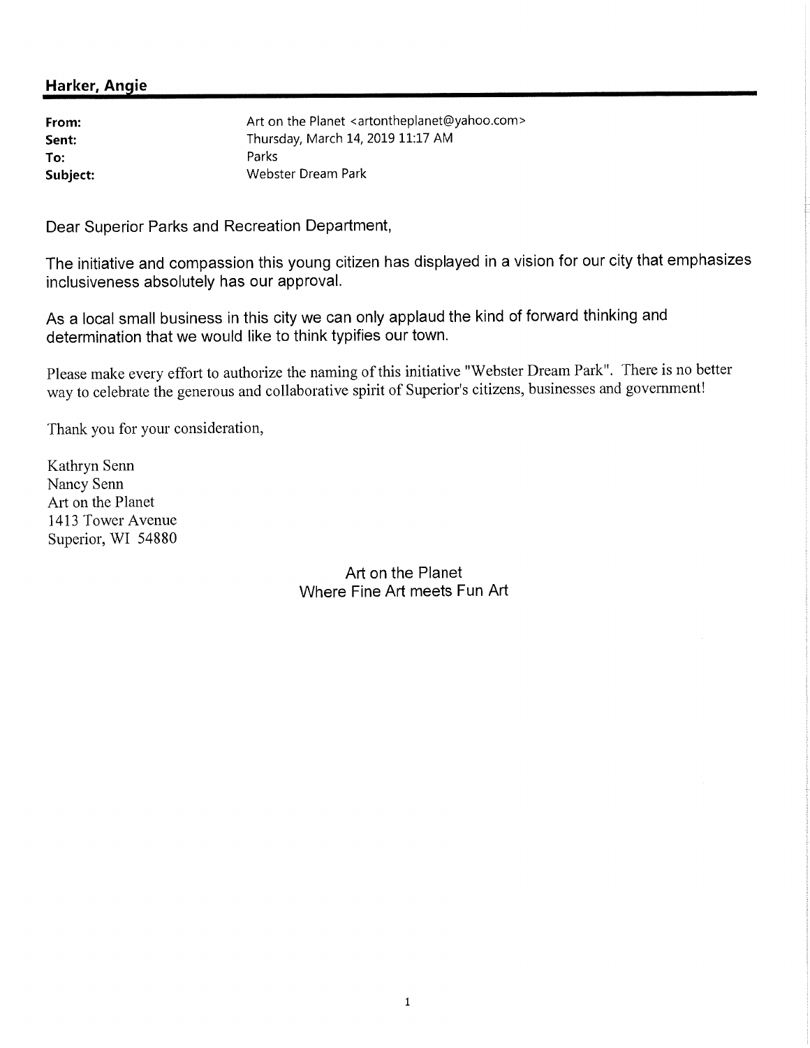**Harker, Angie**

| | |
|---|---|
| **From:** | Art on the Planet <artontheplanet@yahoo.com> |
| **Sent:** | Thursday, March 14, 2019 11:17 AM |
| **To:** | Parks |
| **Subject:** | Webster Dream Park |

Dear Superior Parks and Recreation Department,

The initiative and compassion this young citizen has displayed in a vision for our city that emphasizes inclusiveness absolutely has our approval.

As a local small business in this city we can only applaud the kind of forward thinking and determination that we would like to think typifies our town.

Please make every effort to authorize the naming of this initiative "Webster Dream Park". There is no better way to celebrate the generous and collaborative spirit of Superior's citizens, businesses and government!

Thank you for your consideration,

Kathryn Senn
Nancy Senn
Art on the Planet
1413 Tower Avenue
Superior, WI 54880

Art on the Planet
Where Fine Art meets Fun Art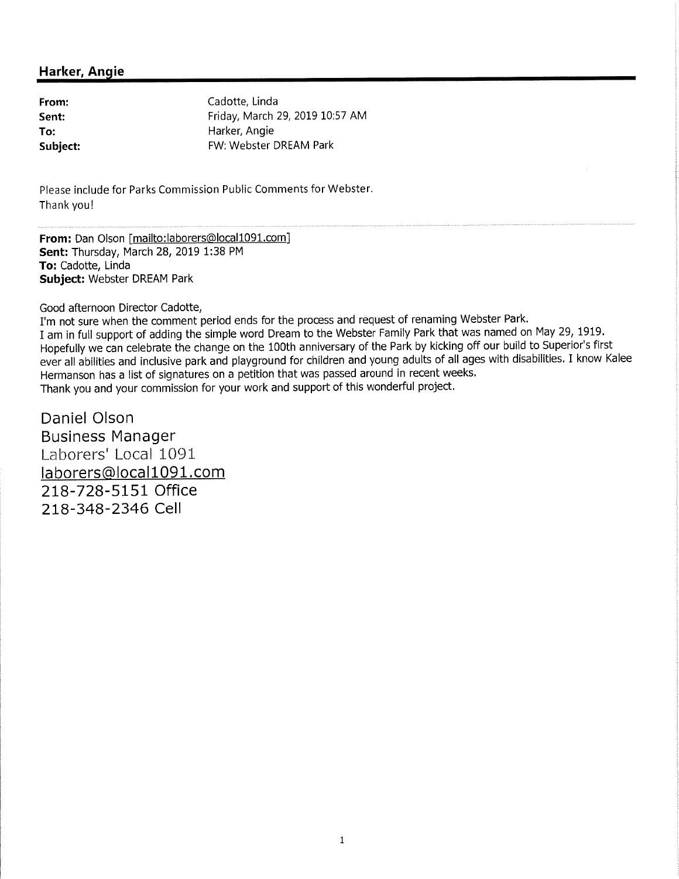**Harker, Angie**

**From:** Cadotte, Linda
**Sent:** Friday, March 29, 2019 10:57 AM
**To:** Harker, Angie
**Subject:** FW: Webster DREAM Park

Please include for Parks Commission Public Comments for Webster.
Thank you!

---

**From:** Dan Olson [mailto:laborers@local1091.com]
**Sent:** Thursday, March 28, 2019 1:38 PM
**To:** Cadotte, Linda
**Subject:** Webster DREAM Park

Good afternoon Director Cadotte,
I'm not sure when the comment period ends for the process and request of renaming Webster Park.
I am in full support of adding the simple word Dream to the Webster Family Park that was named on May 29, 1919.
Hopefully we can celebrate the change on the 100th anniversary of the Park by kicking off our build to Superior's first ever all abilities and inclusive park and playground for children and young adults of all ages with disabilities. I know Kalee Hermanson has a list of signatures on a petition that was passed around in recent weeks.
Thank you and your commission for your work and support of this wonderful project.

Daniel Olson
Business Manager
Laborers' Local 1091
laborers@local1091.com
218-728-5151 Office
218-348-2346 Cell